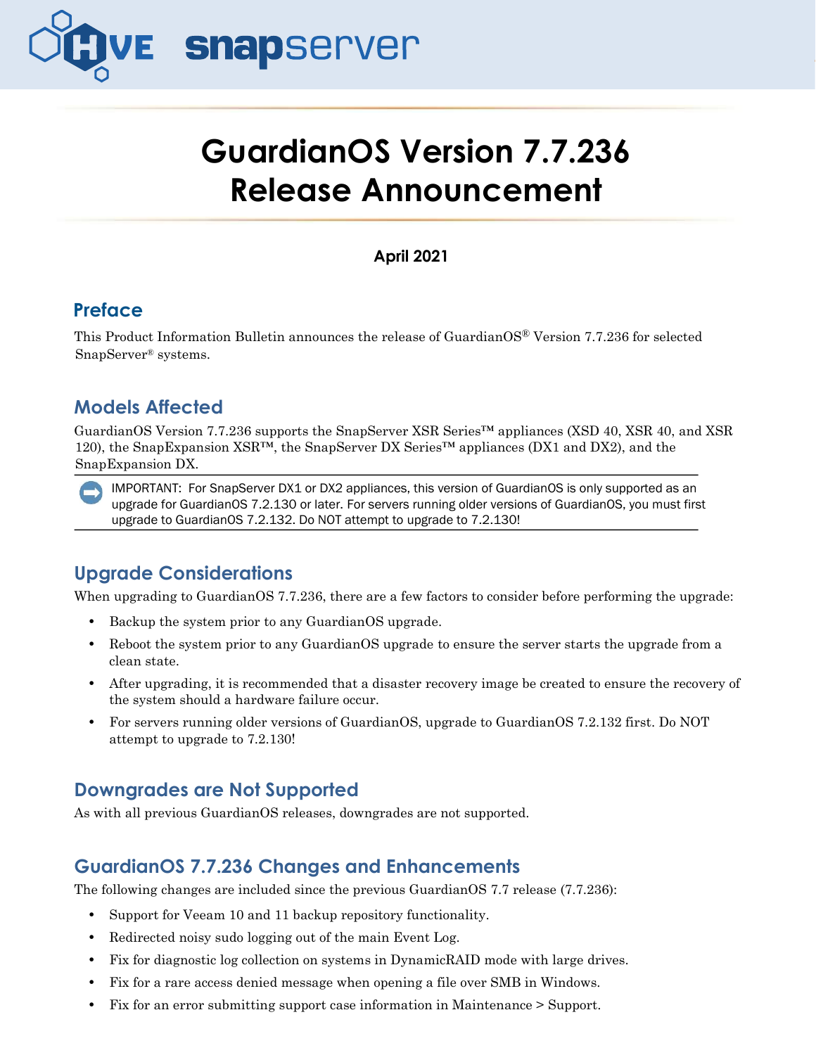# GuardianOS Version 7.7.236 Release Announcement

**April 2021**

## Preface

This Product Information Bulletin announces the release of GuardianOS® Version 7.7.236 for selected SnapServer® systems.

## Models Affected

GuardianOS Version 7.7.236 supports the SnapServer XSR Series™ appliances (XSD 40, XSR 40, and XSR 120), the SnapExpansion XSR™, the SnapServer DX Series™ appliances (DX1 and DX2), and the SnapExpansion DX.

> IMPORTANT: For SnapServer DX1 or DX2 appliances, this version of GuardianOS is only supported as an upgrade for GuardianOS 7.2.130 or later. For servers running older versions of GuardianOS, you must first upgrade to GuardianOS 7.2.132. Do NOT attempt to upgrade to 7.2.130!

## Upgrade Considerations

When upgrading to GuardianOS 7.7.236, there are a few factors to consider before performing the upgrade:

- Backup the system prior to any GuardianOS upgrade.
- Reboot the system prior to any GuardianOS upgrade to ensure the server starts the upgrade from a clean state.
- After upgrading, it is recommended that a disaster recovery image be created to ensure the recovery of the system should a hardware failure occur.
- For servers running older versions of GuardianOS, upgrade to GuardianOS 7.2.132 first. Do NOT attempt to upgrade to 7.2.130!

## Downgrades are Not Supported

As with all previous GuardianOS releases, downgrades are not supported.

## GuardianOS 7.7.236 Changes and Enhancements

The following changes are included since the previous GuardianOS 7.7 release (7.7.236):

- Support for Veeam 10 and 11 backup repository functionality.
- Redirected noisy sudo logging out of the main Event Log.
- Fix for diagnostic log collection on systems in DynamicRAID mode with large drives.
- Fix for a rare access denied message when opening a file over SMB in Windows.
- Fix for an error submitting support case information in Maintenance > Support.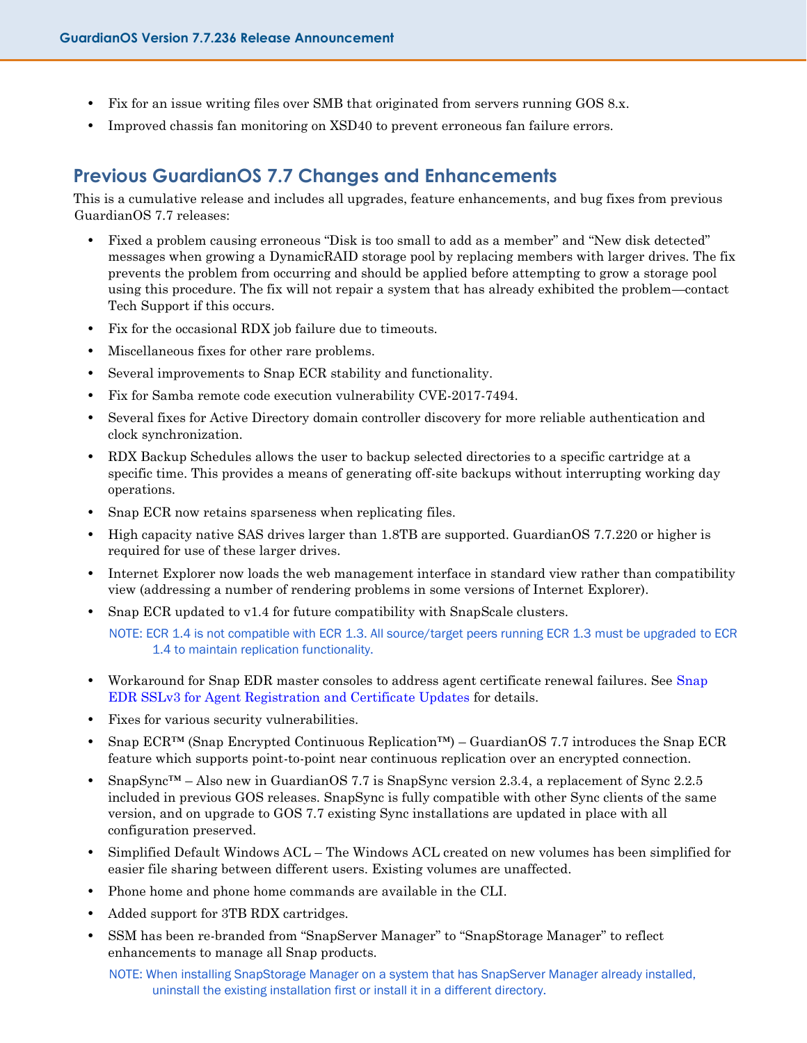- Fix for an issue writing files over SMB that originated from servers running GOS 8.x.
- Improved chassis fan monitoring on XSD40 to prevent erroneous fan failure errors.

## Previous GuardianOS 7.7 Changes and Enhancements

This is a cumulative release and includes all upgrades, feature enhancements, and bug fixes from previous GuardianOS 7.7 releases:

- Fixed a problem causing erroneous "Disk is too small to add as a member" and "New disk detected" messages when growing a DynamicRAID storage pool by replacing members with larger drives. The fix prevents the problem from occurring and should be applied before attempting to grow a storage pool using this procedure. The fix will not repair a system that has already exhibited the problem—contact Tech Support if this occurs.
- Fix for the occasional RDX job failure due to timeouts.
- Miscellaneous fixes for other rare problems.
- Several improvements to Snap ECR stability and functionality.
- Fix for Samba remote code execution vulnerability CVE-2017-7494.
- Several fixes for Active Directory domain controller discovery for more reliable authentication and clock synchronization.
- RDX Backup Schedules allows the user to backup selected directories to a specific cartridge at a specific time. This provides a means of generating off-site backups without interrupting working day operations.
- Snap ECR now retains sparseness when replicating files.
- High capacity native SAS drives larger than 1.8TB are supported. GuardianOS 7.7.220 or higher is required for use of these larger drives.
- Internet Explorer now loads the web management interface in standard view rather than compatibility view (addressing a number of rendering problems in some versions of Internet Explorer).
- Snap ECR updated to v1.4 for future compatibility with SnapScale clusters.

  NOTE: ECR 1.4 is not compatible with ECR 1.3. All source/target peers running ECR 1.3 must be upgraded to ECR 1.4 to maintain replication functionality.

- Workaround for Snap EDR master consoles to address agent certificate renewal failures. See Snap EDR SSLv3 for Agent Registration and Certificate Updates for details.
- Fixes for various security vulnerabilities.
- Snap ECR™ (Snap Encrypted Continuous Replication™) – GuardianOS 7.7 introduces the Snap ECR feature which supports point-to-point near continuous replication over an encrypted connection.
- SnapSync™ – Also new in GuardianOS 7.7 is SnapSync version 2.3.4, a replacement of Sync 2.2.5 included in previous GOS releases. SnapSync is fully compatible with other Sync clients of the same version, and on upgrade to GOS 7.7 existing Sync installations are updated in place with all configuration preserved.
- Simplified Default Windows ACL – The Windows ACL created on new volumes has been simplified for easier file sharing between different users. Existing volumes are unaffected.
- Phone home and phone home commands are available in the CLI.
- Added support for 3TB RDX cartridges.
- SSM has been re-branded from "SnapServer Manager" to "SnapStorage Manager" to reflect enhancements to manage all Snap products.

  NOTE: When installing SnapStorage Manager on a system that has SnapServer Manager already installed, uninstall the existing installation first or install it in a different directory.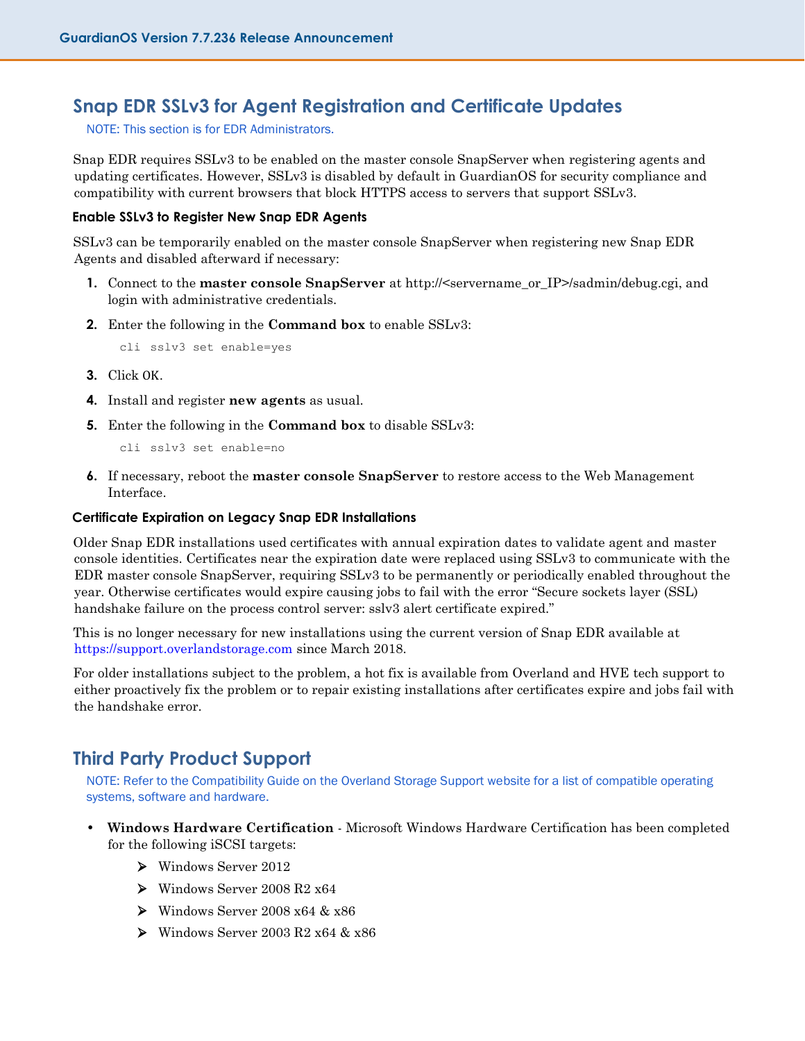## Snap EDR SSLv3 for Agent Registration and Certificate Updates

NOTE: This section is for EDR Administrators.

Snap EDR requires SSLv3 to be enabled on the master console SnapServer when registering agents and updating certificates. However, SSLv3 is disabled by default in GuardianOS for security compliance and compatibility with current browsers that block HTTPS access to servers that support SSLv3.

### Enable SSLv3 to Register New Snap EDR Agents

SSLv3 can be temporarily enabled on the master console SnapServer when registering new Snap EDR Agents and disabled afterward if necessary:

1. Connect to the **master console SnapServer** at http://<servername_or_IP>/sadmin/debug.cgi, and login with administrative credentials.
2. Enter the following in the **Command box** to enable SSLv3:

   ```
   cli sslv3 set enable=yes
   ```

3. Click OK.
4. Install and register **new agents** as usual.
5. Enter the following in the **Command box** to disable SSLv3:

   ```
   cli sslv3 set enable=no
   ```

6. If necessary, reboot the **master console SnapServer** to restore access to the Web Management Interface.

### Certificate Expiration on Legacy Snap EDR Installations

Older Snap EDR installations used certificates with annual expiration dates to validate agent and master console identities. Certificates near the expiration date were replaced using SSLv3 to communicate with the EDR master console SnapServer, requiring SSLv3 to be permanently or periodically enabled throughout the year. Otherwise certificates would expire causing jobs to fail with the error "Secure sockets layer (SSL) handshake failure on the process control server: sslv3 alert certificate expired."

This is no longer necessary for new installations using the current version of Snap EDR available at https://support.overlandstorage.com since March 2018.

For older installations subject to the problem, a hot fix is available from Overland and HVE tech support to either proactively fix the problem or to repair existing installations after certificates expire and jobs fail with the handshake error.

## Third Party Product Support

NOTE: Refer to the Compatibility Guide on the Overland Storage Support website for a list of compatible operating systems, software and hardware.

- **Windows Hardware Certification** - Microsoft Windows Hardware Certification has been completed for the following iSCSI targets:
  - Windows Server 2012
  - Windows Server 2008 R2 x64
  - Windows Server 2008 x64 & x86
  - Windows Server 2003 R2 x64 & x86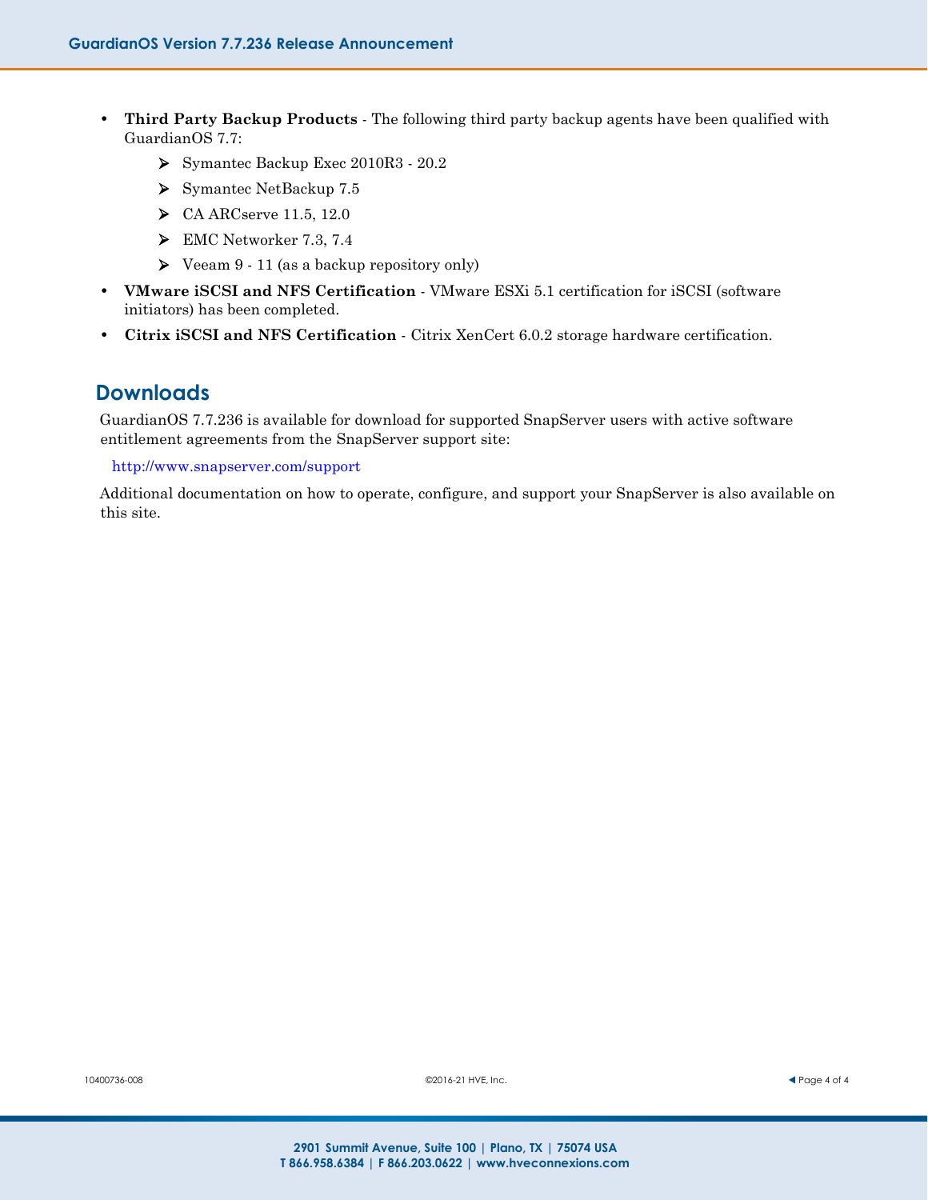- **Third Party Backup Products** - The following third party backup agents have been qualified with GuardianOS 7.7:
    - Symantec Backup Exec 2010R3 - 20.2
    - Symantec NetBackup 7.5
    - CA ARCserve 11.5, 12.0
    - EMC Networker 7.3, 7.4
    - Veeam 9 - 11 (as a backup repository only)
- **VMware iSCSI and NFS Certification** - VMware ESXi 5.1 certification for iSCSI (software initiators) has been completed.
- **Citrix iSCSI and NFS Certification** - Citrix XenCert 6.0.2 storage hardware certification.

## Downloads

GuardianOS 7.7.236 is available for download for supported SnapServer users with active software entitlement agreements from the SnapServer support site:

http://www.snapserver.com/support

Additional documentation on how to operate, configure, and support your SnapServer is also available on this site.